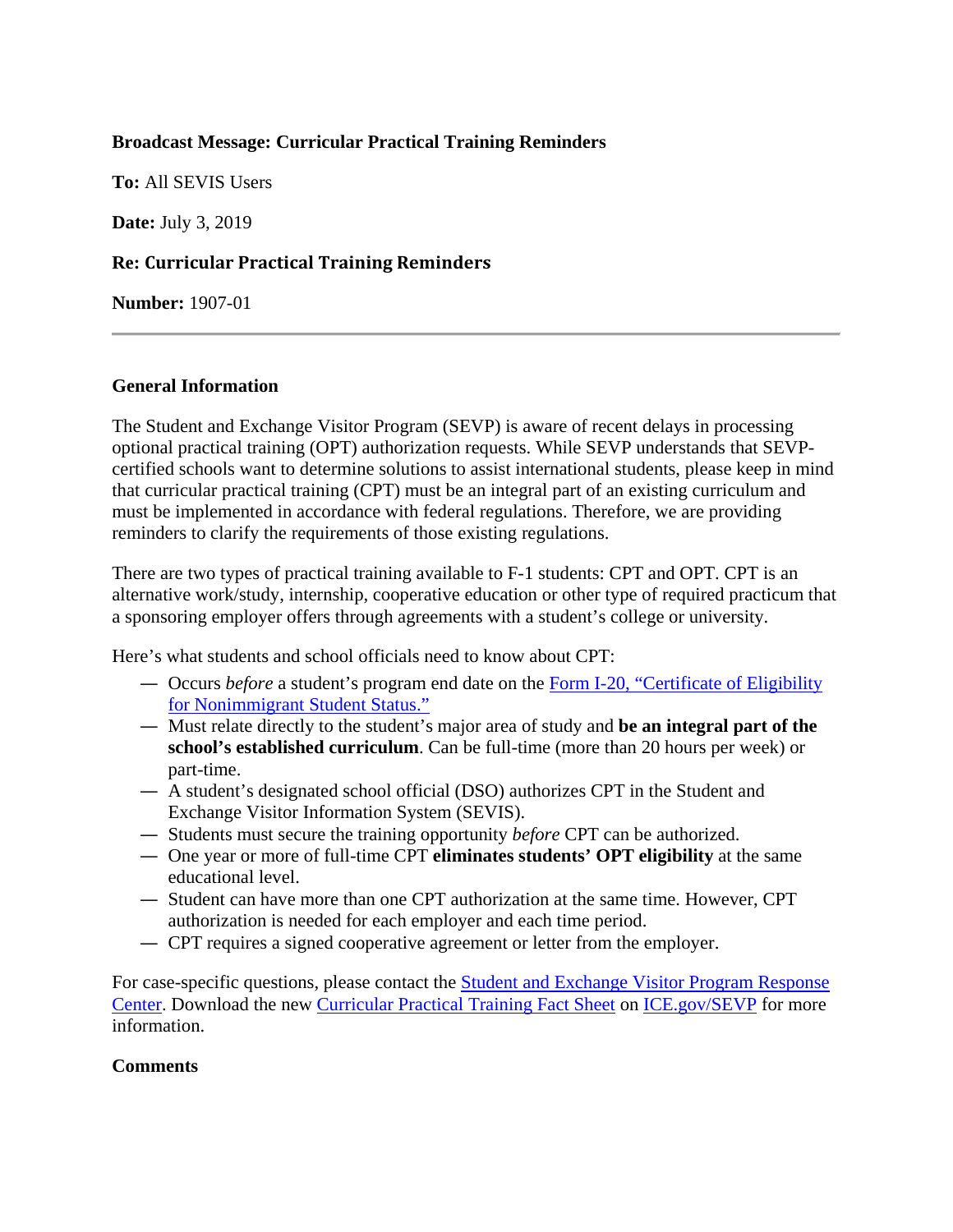**Broadcast Message: Curricular Practical Training Reminders**

**To:** All SEVIS Users

**Date:** July 3, 2019

**Re: Curricular Practical Training Reminders**

**Number:** 1907-01

---

**General Information**

The Student and Exchange Visitor Program (SEVP) is aware of recent delays in processing optional practical training (OPT) authorization requests. While SEVP understands that SEVP-certified schools want to determine solutions to assist international students, please keep in mind that curricular practical training (CPT) must be an integral part of an existing curriculum and must be implemented in accordance with federal regulations. Therefore, we are providing reminders to clarify the requirements of those existing regulations.

There are two types of practical training available to F-1 students: CPT and OPT. CPT is an alternative work/study, internship, cooperative education or other type of required practicum that a sponsoring employer offers through agreements with a student's college or university.

Here's what students and school officials need to know about CPT:

- Occurs *before* a student's program end date on the Form I-20, "Certificate of Eligibility for Nonimmigrant Student Status."
- Must relate directly to the student's major area of study and **be an integral part of the school's established curriculum**. Can be full-time (more than 20 hours per week) or part-time.
- A student's designated school official (DSO) authorizes CPT in the Student and Exchange Visitor Information System (SEVIS).
- Students must secure the training opportunity *before* CPT can be authorized.
- One year or more of full-time CPT **eliminates students' OPT eligibility** at the same educational level.
- Student can have more than one CPT authorization at the same time. However, CPT authorization is needed for each employer and each time period.
- CPT requires a signed cooperative agreement or letter from the employer.

For case-specific questions, please contact the Student and Exchange Visitor Program Response Center. Download the new Curricular Practical Training Fact Sheet on ICE.gov/SEVP for more information.

**Comments**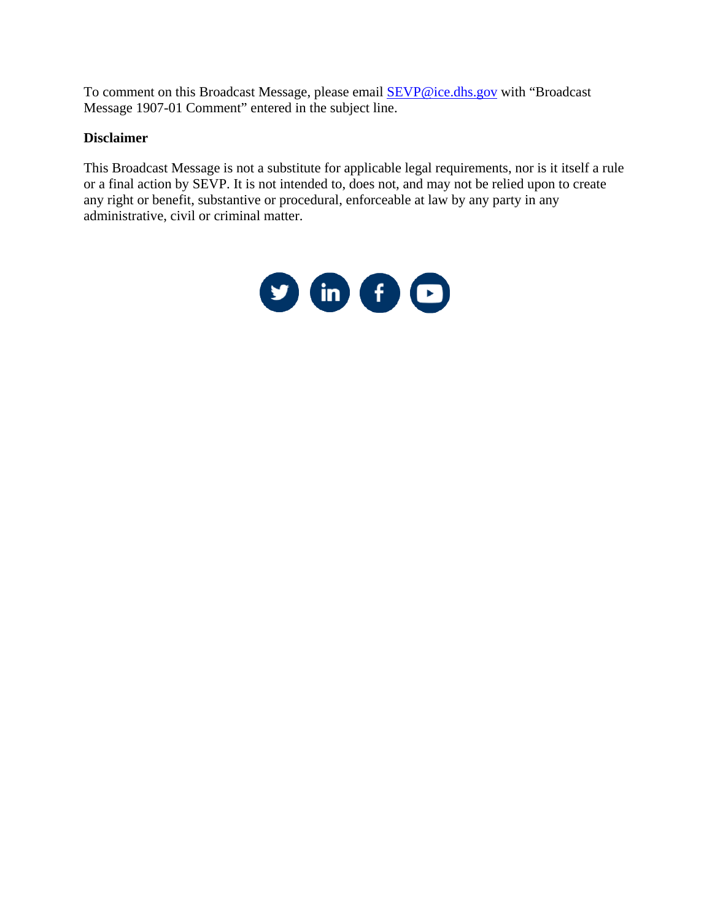To comment on this Broadcast Message, please email SEVP@ice.dhs.gov with "Broadcast Message 1907-01 Comment" entered in the subject line.

**Disclaimer**

This Broadcast Message is not a substitute for applicable legal requirements, nor is it itself a rule or a final action by SEVP. It is not intended to, does not, and may not be relied upon to create any right or benefit, substantive or procedural, enforceable at law by any party in any administrative, civil or criminal matter.